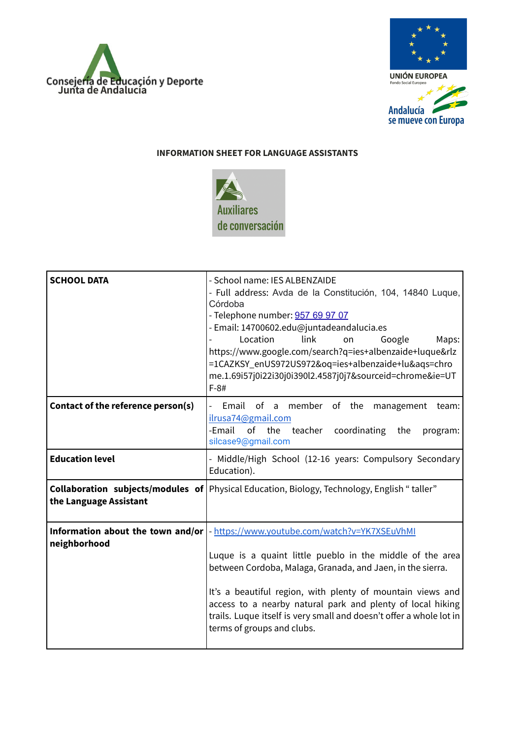Consejería de Educación y Deporte
Junta de Andalucía

UNIÓN EUROPEA
Fondo Social Europeo

Andalucía se mueve con Europa

# INFORMATION SHEET FOR LANGUAGE ASSISTANTS

Auxiliares de conversación

| | |
|---|---|
| **SCHOOL DATA** | - School name: IES ALBENZAIDE<br>- Full address: Avda de la Constitución, 104, 14840 Luque, Córdoba<br>- Telephone number: 957 69 97 07<br>- Email: 14700602.edu@juntadeandalucia.es<br>- Location link on Google Maps: https://www.google.com/search?q=ies+albenzaide+luque&rlz=1CAZKSY_enUS972US972&oq=ies+albenzaide+lu&aqs=chrome.1.69i57j0i22i30j0i390l2.4587j0j7&sourceid=chrome&ie=UTF-8# |
| **Contact of the reference person(s)** | - Email of a member of the management team: ilrusa74@gmail.com<br>-Email of the teacher coordinating the program: silcase9@gmail.com |
| **Education level** | - Middle/High School (12-16 years: Compulsory Secondary Education). |
| **Collaboration subjects/modules of the Language Assistant** | Physical Education, Biology, Technology, English " taller" |
| **Information about the town and/or neighborhood** | - https://www.youtube.com/watch?v=YK7XSEuVhMI<br><br>Luque is a quaint little pueblo in the middle of the area between Cordoba, Malaga, Granada, and Jaen, in the sierra.<br><br>It's a beautiful region, with plenty of mountain views and access to a nearby natural park and plenty of local hiking trails. Luque itself is very small and doesn't offer a whole lot in terms of groups and clubs. |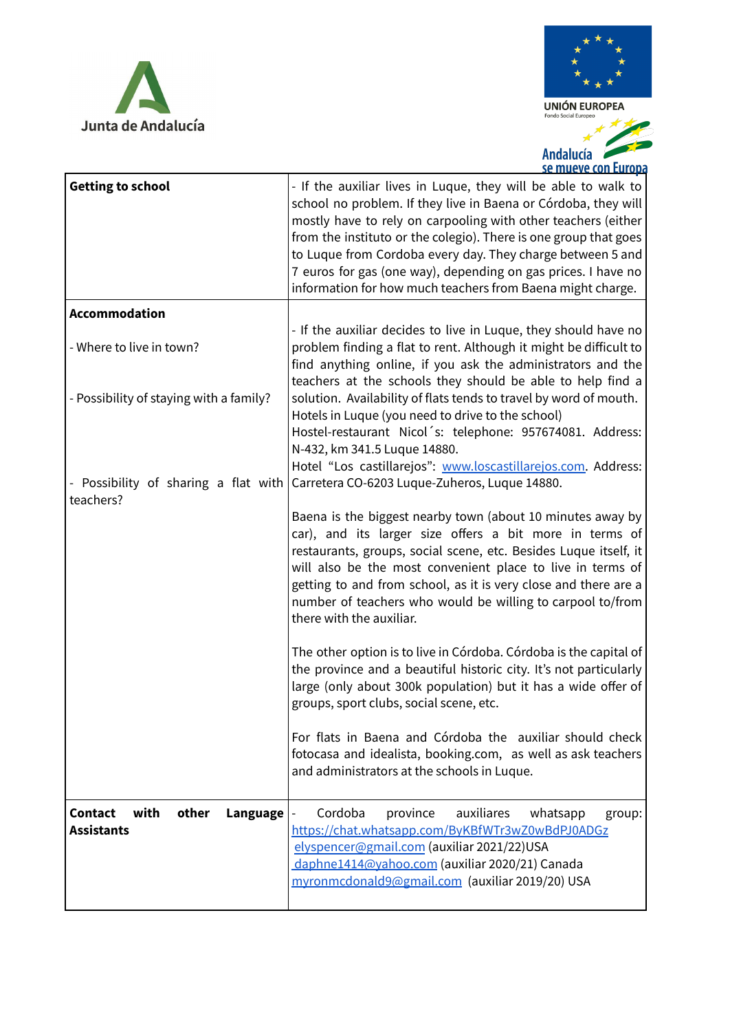| | |
|---|---|
| **Getting to school** | - If the auxiliar lives in Luque, they will be able to walk to school no problem. If they live in Baena or Córdoba, they will mostly have to rely on carpooling with other teachers (either from the instituto or the colegio). There is one group that goes to Luque from Cordoba every day. They charge between 5 and 7 euros for gas (one way), depending on gas prices. I have no information for how much teachers from Baena might charge. |
| **Accommodation**<br><br>- Where to live in town?<br><br>- Possibility of staying with a family?<br><br>- Possibility of sharing a flat with teachers? | - If the auxiliar decides to live in Luque, they should have no problem finding a flat to rent. Although it might be difficult to find anything online, if you ask the administrators and the teachers at the schools they should be able to help find a solution. Availability of flats tends to travel by word of mouth.<br>Hotels in Luque (you need to drive to the school)<br>Hostel-restaurant Nicol´s: telephone: 957674081. Address: N-432, km 341.5 Luque 14880.<br>Hotel "Los castillarejos": [www.loscastillarejos.com](http://www.loscastillarejos.com). Address: Carretera CO-6203 Luque-Zuheros, Luque 14880.<br><br>Baena is the biggest nearby town (about 10 minutes away by car), and its larger size offers a bit more in terms of restaurants, groups, social scene, etc. Besides Luque itself, it will also be the most convenient place to live in terms of getting to and from school, as it is very close and there are a number of teachers who would be willing to carpool to/from there with the auxiliar.<br><br>The other option is to live in Córdoba. Córdoba is the capital of the province and a beautiful historic city. It's not particularly large (only about 300k population) but it has a wide offer of groups, sport clubs, social scene, etc.<br><br>For flats in Baena and Córdoba the auxiliar should check fotocasa and idealista, booking.com, as well as ask teachers and administrators at the schools in Luque. |
| **Contact with other Language Assistants** | - Cordoba province auxiliares whatsapp group: [https://chat.whatsapp.com/ByKBfWTr3wZ0wBdPJ0ADGz](https://chat.whatsapp.com/ByKBfWTr3wZ0wBdPJ0ADGz)<br>elyspencer@gmail.com (auxiliar 2021/22)USA<br>daphne1414@yahoo.com (auxiliar 2020/21) Canada<br>myronmcdonald9@gmail.com (auxiliar 2019/20) USA |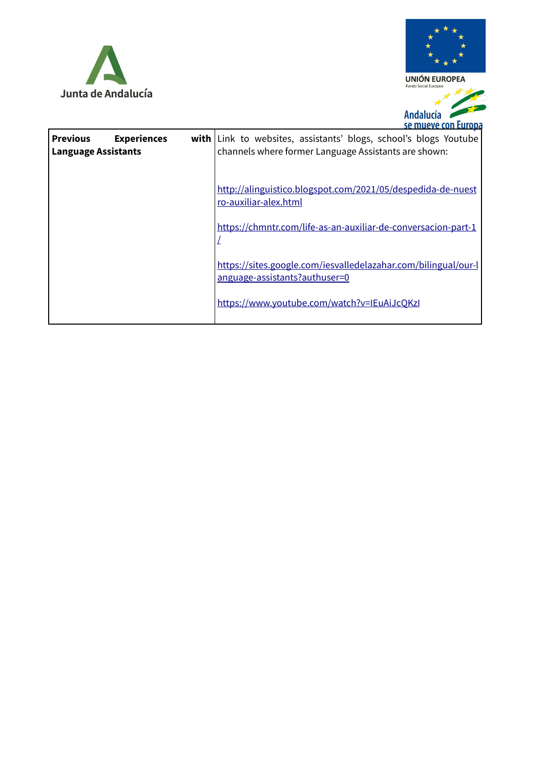Junta de Andalucía

UNIÓN EUROPEA
Fondo Social Europeo

Andalucía se mueve con Europa

| | |
|---|---|
| **Previous Experiences with Language Assistants** | Link to websites, assistants' blogs, school's blogs Youtube channels where former Language Assistants are shown:<br><br>http://alinguistico.blogspot.com/2021/05/despedida-de-nuestro-auxiliar-alex.html<br><br>https://chmntr.com/life-as-an-auxiliar-de-conversacion-part-1/<br><br>https://sites.google.com/iesvalledelazahar.com/bilingual/our-language-assistants?authuser=0<br><br>https://www.youtube.com/watch?v=IEuAiJcQKzI |